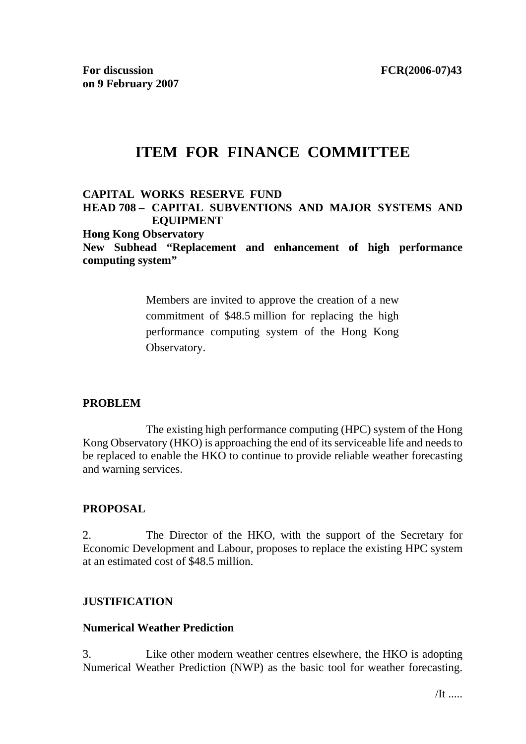**For discussion on 9 February 2007** **FCR(2006-07)43**

# ITEM FOR FINANCE COMMITTEE

**CAPITAL WORKS RESERVE FUND**
**HEAD 708 – CAPITAL SUBVENTIONS AND MAJOR SYSTEMS AND EQUIPMENT**
**Hong Kong Observatory**
**New Subhead "Replacement and enhancement of high performance computing system"**

> Members are invited to approve the creation of a new commitment of $48.5 million for replacing the high performance computing system of the Hong Kong Observatory.

## PROBLEM

The existing high performance computing (HPC) system of the Hong Kong Observatory (HKO) is approaching the end of its serviceable life and needs to be replaced to enable the HKO to continue to provide reliable weather forecasting and warning services.

## PROPOSAL

2. The Director of the HKO, with the support of the Secretary for Economic Development and Labour, proposes to replace the existing HPC system at an estimated cost of $48.5 million.

## JUSTIFICATION

### Numerical Weather Prediction

3. Like other modern weather centres elsewhere, the HKO is adopting Numerical Weather Prediction (NWP) as the basic tool for weather forecasting.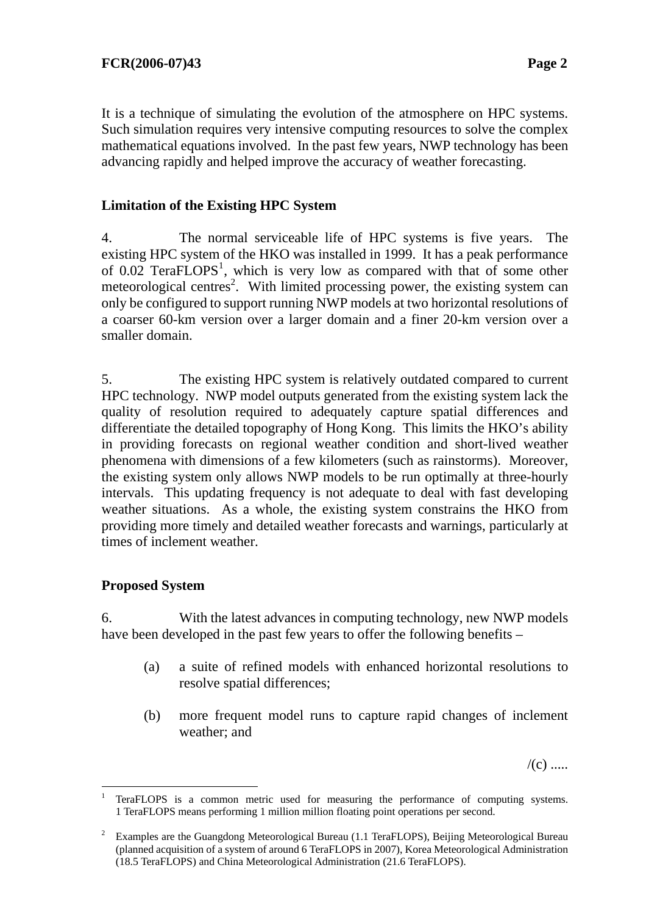It is a technique of simulating the evolution of the atmosphere on HPC systems. Such simulation requires very intensive computing resources to solve the complex mathematical equations involved. In the past few years, NWP technology has been advancing rapidly and helped improve the accuracy of weather forecasting.

**Limitation of the Existing HPC System**

4. The normal serviceable life of HPC systems is five years. The existing HPC system of the HKO was installed in 1999. It has a peak performance of 0.02 TeraFLOPS[1], which is very low as compared with that of some other meteorological centres[2]. With limited processing power, the existing system can only be configured to support running NWP models at two horizontal resolutions of a coarser 60-km version over a larger domain and a finer 20-km version over a smaller domain.

5. The existing HPC system is relatively outdated compared to current HPC technology. NWP model outputs generated from the existing system lack the quality of resolution required to adequately capture spatial differences and differentiate the detailed topography of Hong Kong. This limits the HKO's ability in providing forecasts on regional weather condition and short-lived weather phenomena with dimensions of a few kilometers (such as rainstorms). Moreover, the existing system only allows NWP models to be run optimally at three-hourly intervals. This updating frequency is not adequate to deal with fast developing weather situations. As a whole, the existing system constrains the HKO from providing more timely and detailed weather forecasts and warnings, particularly at times of inclement weather.

**Proposed System**

6. With the latest advances in computing technology, new NWP models have been developed in the past few years to offer the following benefits –

(a) a suite of refined models with enhanced horizontal resolutions to resolve spatial differences;

(b) more frequent model runs to capture rapid changes of inclement weather; and

/(c) .....

---

[1] TeraFLOPS is a common metric used for measuring the performance of computing systems. 1 TeraFLOPS means performing 1 million million floating point operations per second.

[2] Examples are the Guangdong Meteorological Bureau (1.1 TeraFLOPS), Beijing Meteorological Bureau (planned acquisition of a system of around 6 TeraFLOPS in 2007), Korea Meteorological Administration (18.5 TeraFLOPS) and China Meteorological Administration (21.6 TeraFLOPS).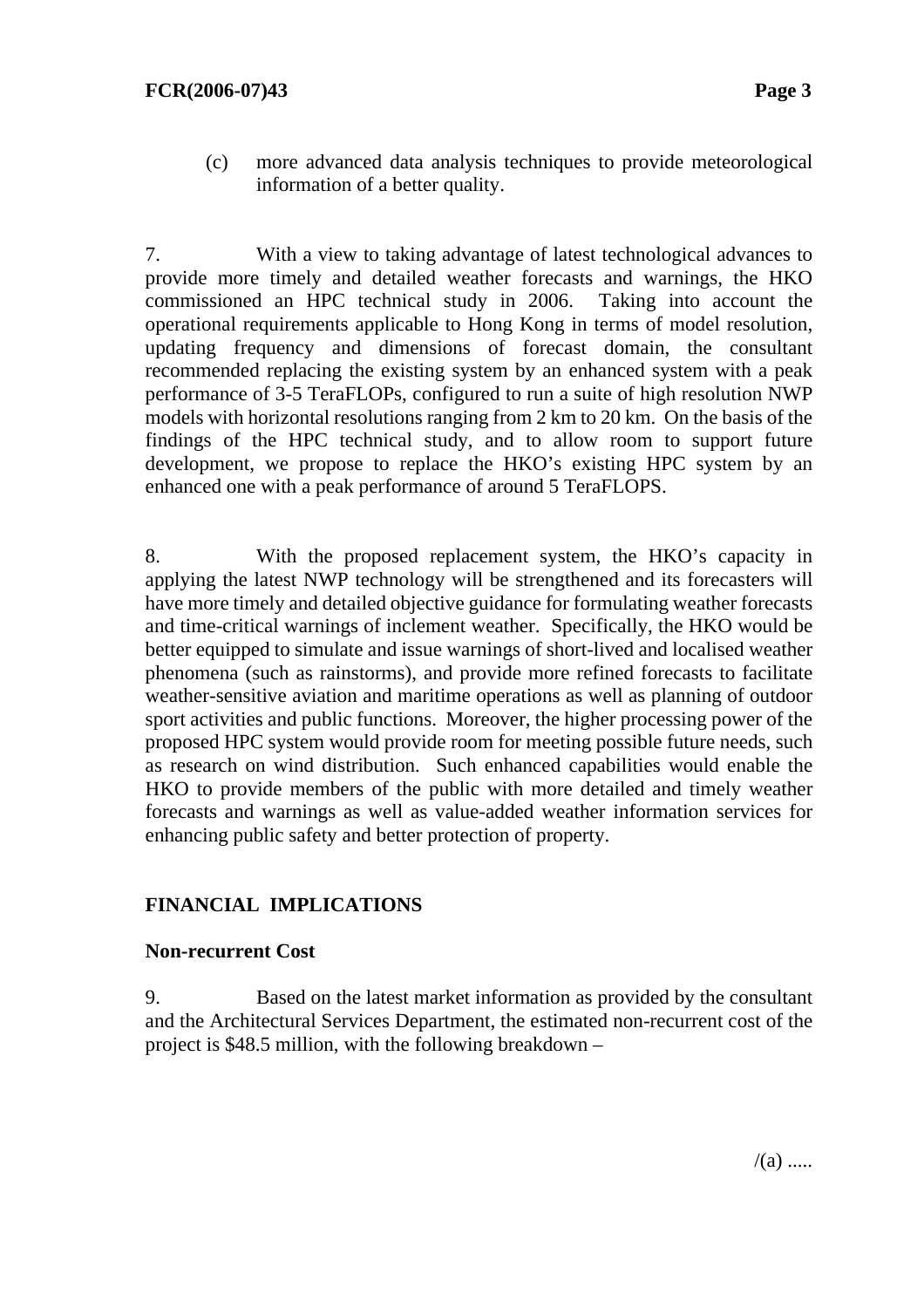(c) more advanced data analysis techniques to provide meteorological information of a better quality.

7. With a view to taking advantage of latest technological advances to provide more timely and detailed weather forecasts and warnings, the HKO commissioned an HPC technical study in 2006. Taking into account the operational requirements applicable to Hong Kong in terms of model resolution, updating frequency and dimensions of forecast domain, the consultant recommended replacing the existing system by an enhanced system with a peak performance of 3-5 TeraFLOPs, configured to run a suite of high resolution NWP models with horizontal resolutions ranging from 2 km to 20 km. On the basis of the findings of the HPC technical study, and to allow room to support future development, we propose to replace the HKO's existing HPC system by an enhanced one with a peak performance of around 5 TeraFLOPS.

8. With the proposed replacement system, the HKO's capacity in applying the latest NWP technology will be strengthened and its forecasters will have more timely and detailed objective guidance for formulating weather forecasts and time-critical warnings of inclement weather. Specifically, the HKO would be better equipped to simulate and issue warnings of short-lived and localised weather phenomena (such as rainstorms), and provide more refined forecasts to facilitate weather-sensitive aviation and maritime operations as well as planning of outdoor sport activities and public functions. Moreover, the higher processing power of the proposed HPC system would provide room for meeting possible future needs, such as research on wind distribution. Such enhanced capabilities would enable the HKO to provide members of the public with more detailed and timely weather forecasts and warnings as well as value-added weather information services for enhancing public safety and better protection of property.

## FINANCIAL IMPLICATIONS

### Non-recurrent Cost

9. Based on the latest market information as provided by the consultant and the Architectural Services Department, the estimated non-recurrent cost of the project is $48.5 million, with the following breakdown –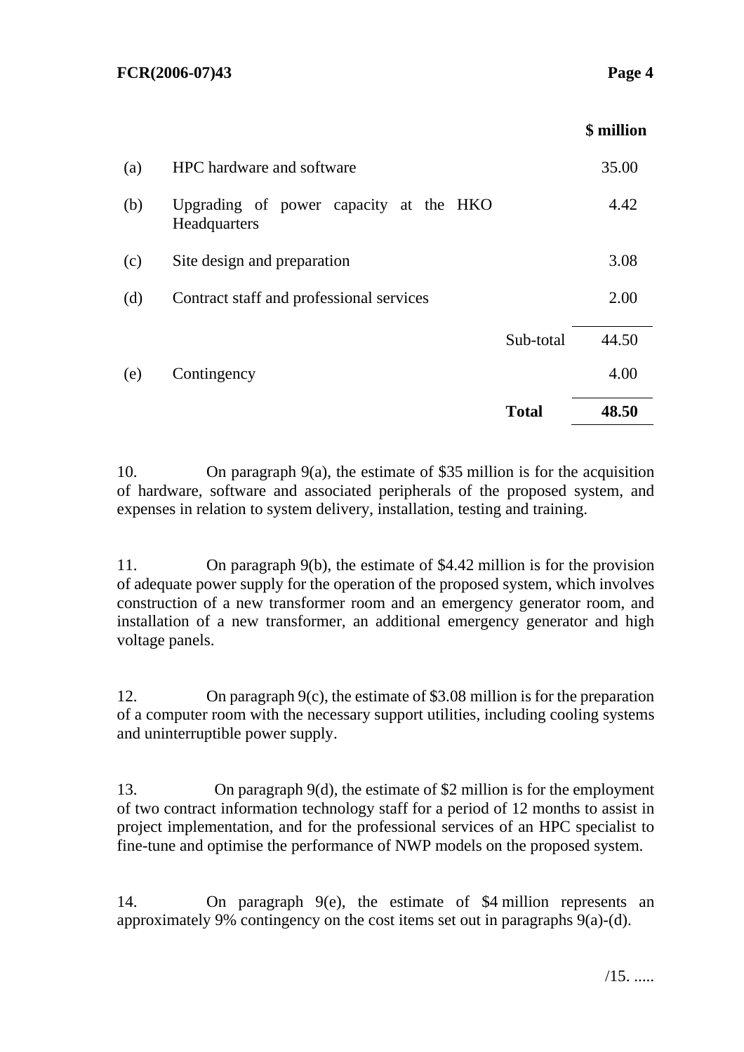| | | | $ million |
|---|---|---|---|
| (a) | HPC hardware and software | | 35.00 |
| (b) | Upgrading of power capacity at the HKO Headquarters | | 4.42 |
| (c) | Site design and preparation | | 3.08 |
| (d) | Contract staff and professional services | | 2.00 |
| | | Sub-total | 44.50 |
| (e) | Contingency | | 4.00 |
| | | **Total** | **48.50** |

10. On paragraph 9(a), the estimate of $35 million is for the acquisition of hardware, software and associated peripherals of the proposed system, and expenses in relation to system delivery, installation, testing and training.

11. On paragraph 9(b), the estimate of $4.42 million is for the provision of adequate power supply for the operation of the proposed system, which involves construction of a new transformer room and an emergency generator room, and installation of a new transformer, an additional emergency generator and high voltage panels.

12. On paragraph 9(c), the estimate of $3.08 million is for the preparation of a computer room with the necessary support utilities, including cooling systems and uninterruptible power supply.

13. On paragraph 9(d), the estimate of $2 million is for the employment of two contract information technology staff for a period of 12 months to assist in project implementation, and for the professional services of an HPC specialist to fine-tune and optimise the performance of NWP models on the proposed system.

14. On paragraph 9(e), the estimate of $4 million represents an approximately 9% contingency on the cost items set out in paragraphs 9(a)-(d).

/15. .....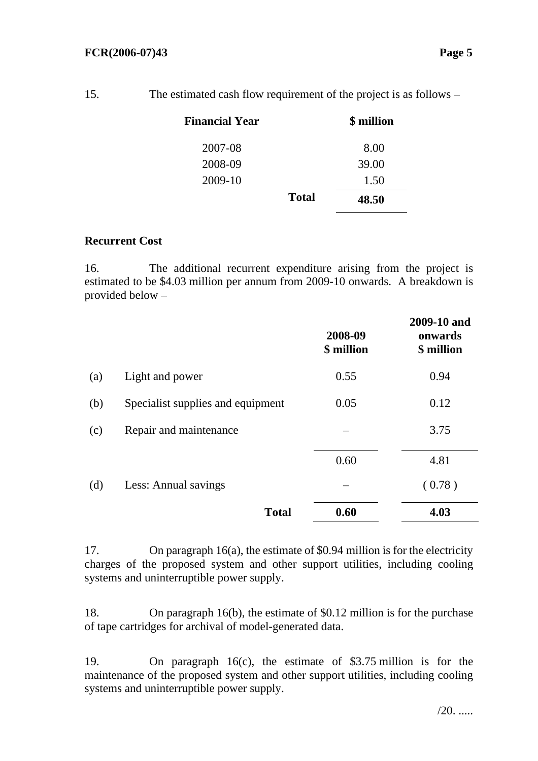15. The estimated cash flow requirement of the project is as follows –

| Financial Year | | $ million |
|---|---|---|
| 2007-08 | | 8.00 |
| 2008-09 | | 39.00 |
| 2009-10 | | 1.50 |
| | **Total** | **48.50** |

**Recurrent Cost**

16. The additional recurrent expenditure arising from the project is estimated to be $4.03 million per annum from 2009-10 onwards. A breakdown is provided below –

| | | 2008-09 $ million | 2009-10 and onwards $ million |
|---|---|---|---|
| (a) | Light and power | 0.55 | 0.94 |
| (b) | Specialist supplies and equipment | 0.05 | 0.12 |
| (c) | Repair and maintenance | – | 3.75 |
| | | 0.60 | 4.81 |
| (d) | Less: Annual savings | – | ( 0.78 ) |
| | **Total** | **0.60** | **4.03** |

17. On paragraph 16(a), the estimate of $0.94 million is for the electricity charges of the proposed system and other support utilities, including cooling systems and uninterruptible power supply.

18. On paragraph 16(b), the estimate of $0.12 million is for the purchase of tape cartridges for archival of model-generated data.

19. On paragraph 16(c), the estimate of $3.75 million is for the maintenance of the proposed system and other support utilities, including cooling systems and uninterruptible power supply.

/20. .....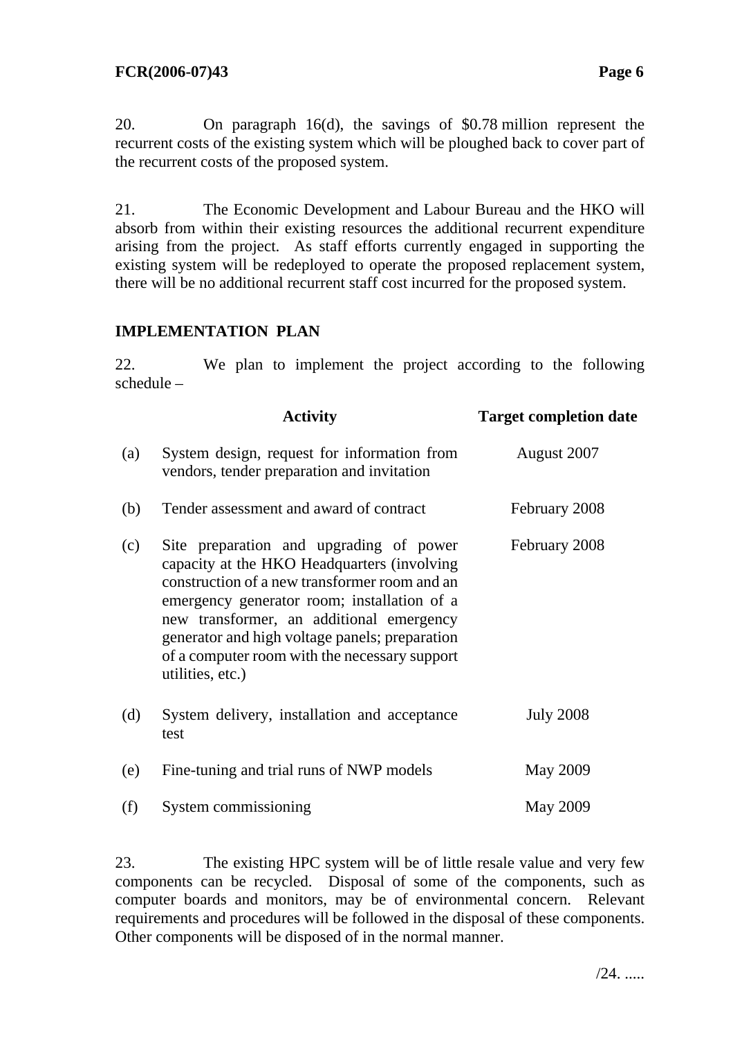20. On paragraph 16(d), the savings of $0.78 million represent the recurrent costs of the existing system which will be ploughed back to cover part of the recurrent costs of the proposed system.

21. The Economic Development and Labour Bureau and the HKO will absorb from within their existing resources the additional recurrent expenditure arising from the project. As staff efforts currently engaged in supporting the existing system will be redeployed to operate the proposed replacement system, there will be no additional recurrent staff cost incurred for the proposed system.

## IMPLEMENTATION PLAN

22. We plan to implement the project according to the following schedule –

| | Activity | Target completion date |
|---|---|---|
| (a) | System design, request for information from vendors, tender preparation and invitation | August 2007 |
| (b) | Tender assessment and award of contract | February 2008 |
| (c) | Site preparation and upgrading of power capacity at the HKO Headquarters (involving construction of a new transformer room and an emergency generator room; installation of a new transformer, an additional emergency generator and high voltage panels; preparation of a computer room with the necessary support utilities, etc.) | February 2008 |
| (d) | System delivery, installation and acceptance test | July 2008 |
| (e) | Fine-tuning and trial runs of NWP models | May 2009 |
| (f) | System commissioning | May 2009 |

23. The existing HPC system will be of little resale value and very few components can be recycled. Disposal of some of the components, such as computer boards and monitors, may be of environmental concern. Relevant requirements and procedures will be followed in the disposal of these components. Other components will be disposed of in the normal manner.

/24. .....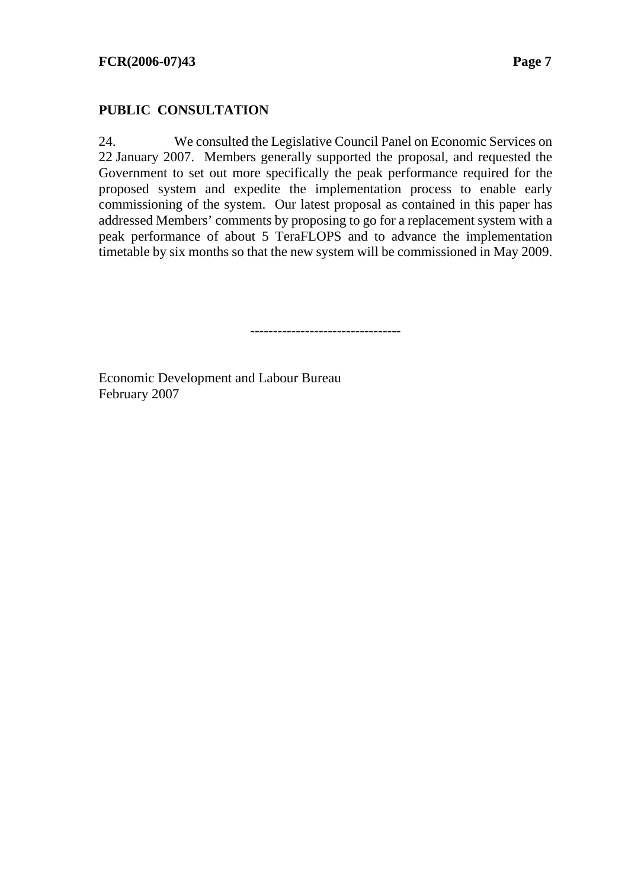## PUBLIC CONSULTATION

24. We consulted the Legislative Council Panel on Economic Services on 22 January 2007. Members generally supported the proposal, and requested the Government to set out more specifically the peak performance required for the proposed system and expedite the implementation process to enable early commissioning of the system. Our latest proposal as contained in this paper has addressed Members' comments by proposing to go for a replacement system with a peak performance of about 5 TeraFLOPS and to advance the implementation timetable by six months so that the new system will be commissioned in May 2009.

---

Economic Development and Labour Bureau
February 2007